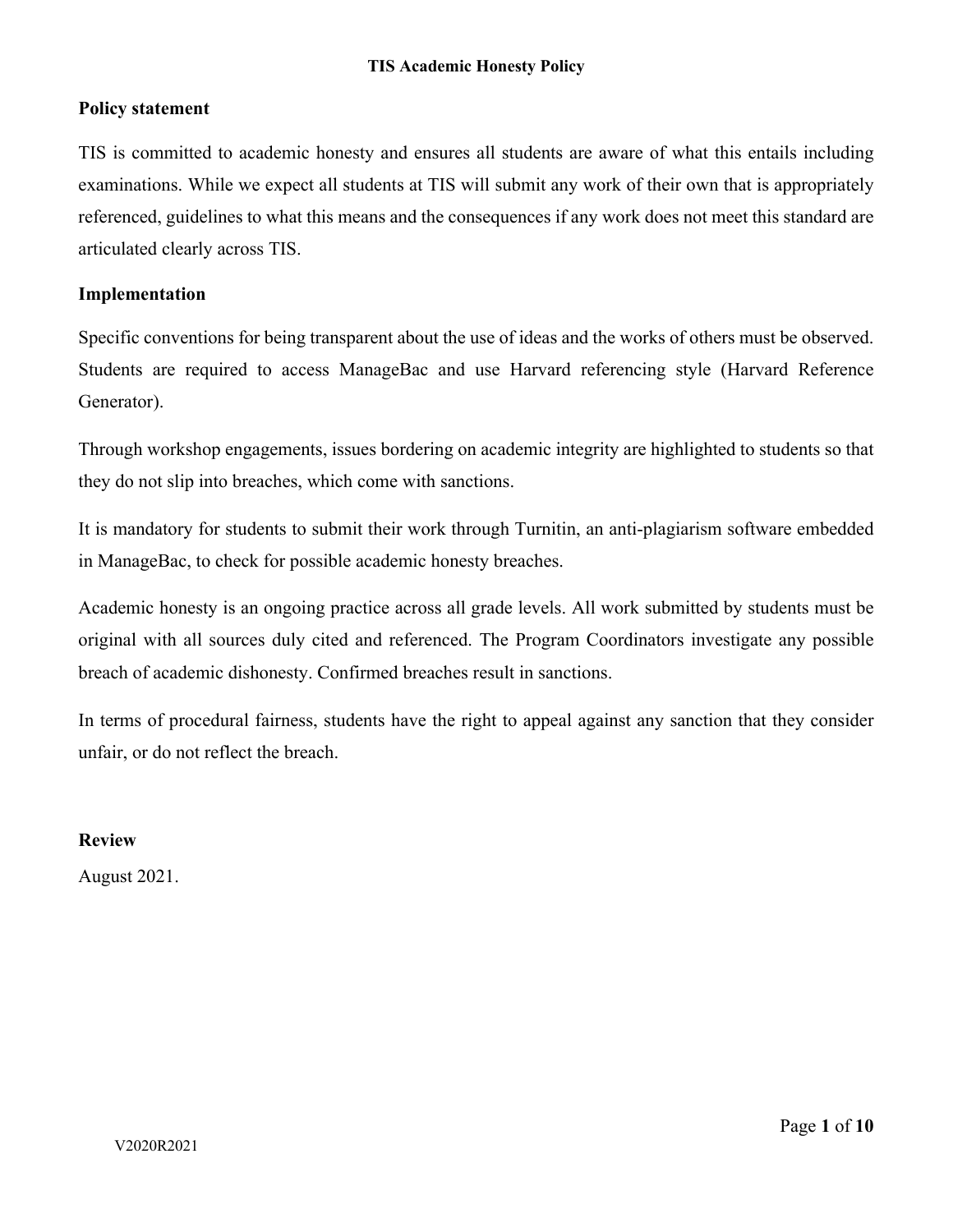# TIS Academic Honesty Policy

## Policy statement

TIS is committed to academic honesty and ensures all students are aware of what this entails including examinations. While we expect all students at TIS will submit any work of their own that is appropriately referenced, guidelines to what this means and the consequences if any work does not meet this standard are articulated clearly across TIS.

## Implementation

Specific conventions for being transparent about the use of ideas and the works of others must be observed. Students are required to access ManageBac and use Harvard referencing style (Harvard Reference Generator).

Through workshop engagements, issues bordering on academic integrity are highlighted to students so that they do not slip into breaches, which come with sanctions.

It is mandatory for students to submit their work through Turnitin, an anti-plagiarism software embedded in ManageBac, to check for possible academic honesty breaches.

Academic honesty is an ongoing practice across all grade levels. All work submitted by students must be original with all sources duly cited and referenced. The Program Coordinators investigate any possible breach of academic dishonesty. Confirmed breaches result in sanctions.

In terms of procedural fairness, students have the right to appeal against any sanction that they consider unfair, or do not reflect the breach.

## Review

August 2021.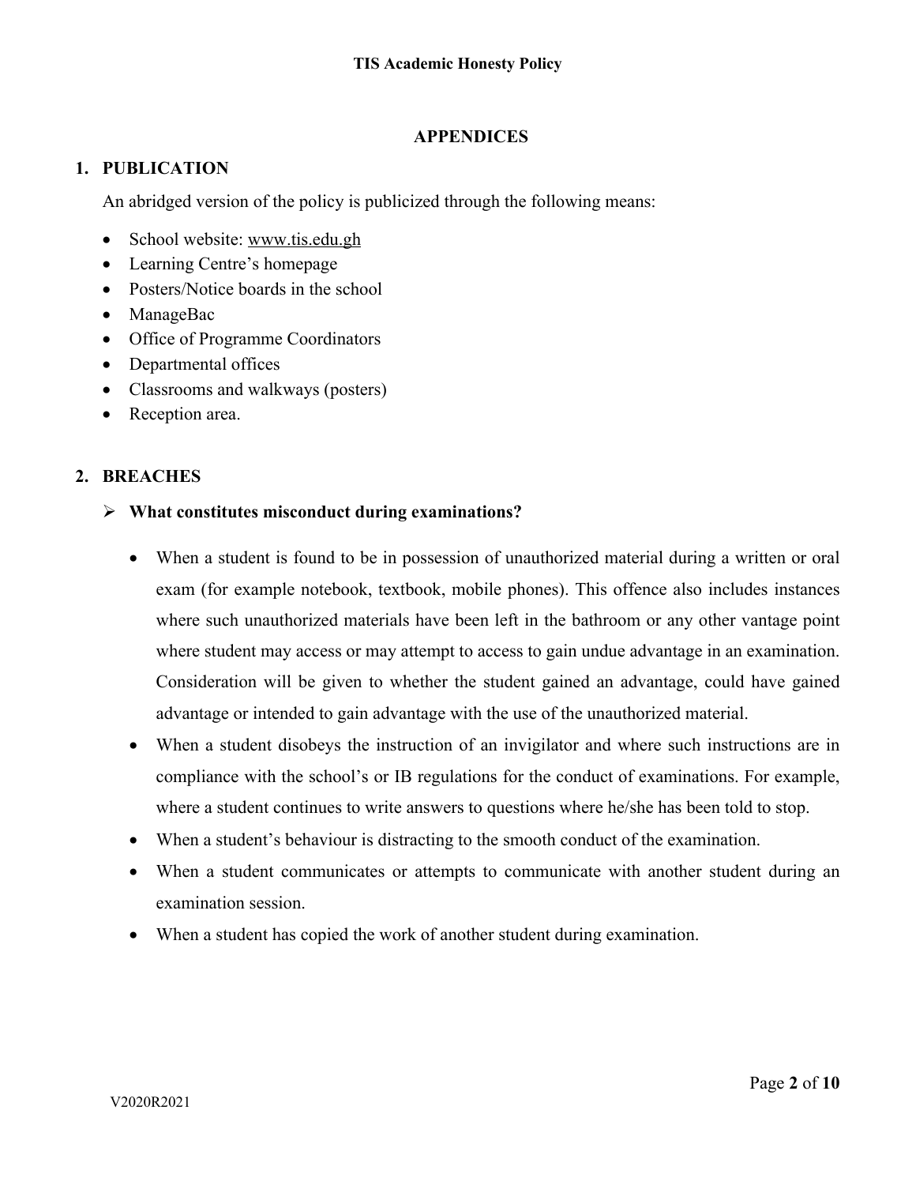## APPENDICES

### 1. PUBLICATION

An abridged version of the policy is publicized through the following means:

- School website: www.tis.edu.gh
- Learning Centre's homepage
- Posters/Notice boards in the school
- ManageBac
- Office of Programme Coordinators
- Departmental offices
- Classrooms and walkways (posters)
- Reception area.

### 2. BREACHES

- **What constitutes misconduct during examinations?**
  - When a student is found to be in possession of unauthorized material during a written or oral exam (for example notebook, textbook, mobile phones). This offence also includes instances where such unauthorized materials have been left in the bathroom or any other vantage point where student may access or may attempt to access to gain undue advantage in an examination. Consideration will be given to whether the student gained an advantage, could have gained advantage or intended to gain advantage with the use of the unauthorized material.
  - When a student disobeys the instruction of an invigilator and where such instructions are in compliance with the school's or IB regulations for the conduct of examinations. For example, where a student continues to write answers to questions where he/she has been told to stop.
  - When a student's behaviour is distracting to the smooth conduct of the examination.
  - When a student communicates or attempts to communicate with another student during an examination session.
  - When a student has copied the work of another student during examination.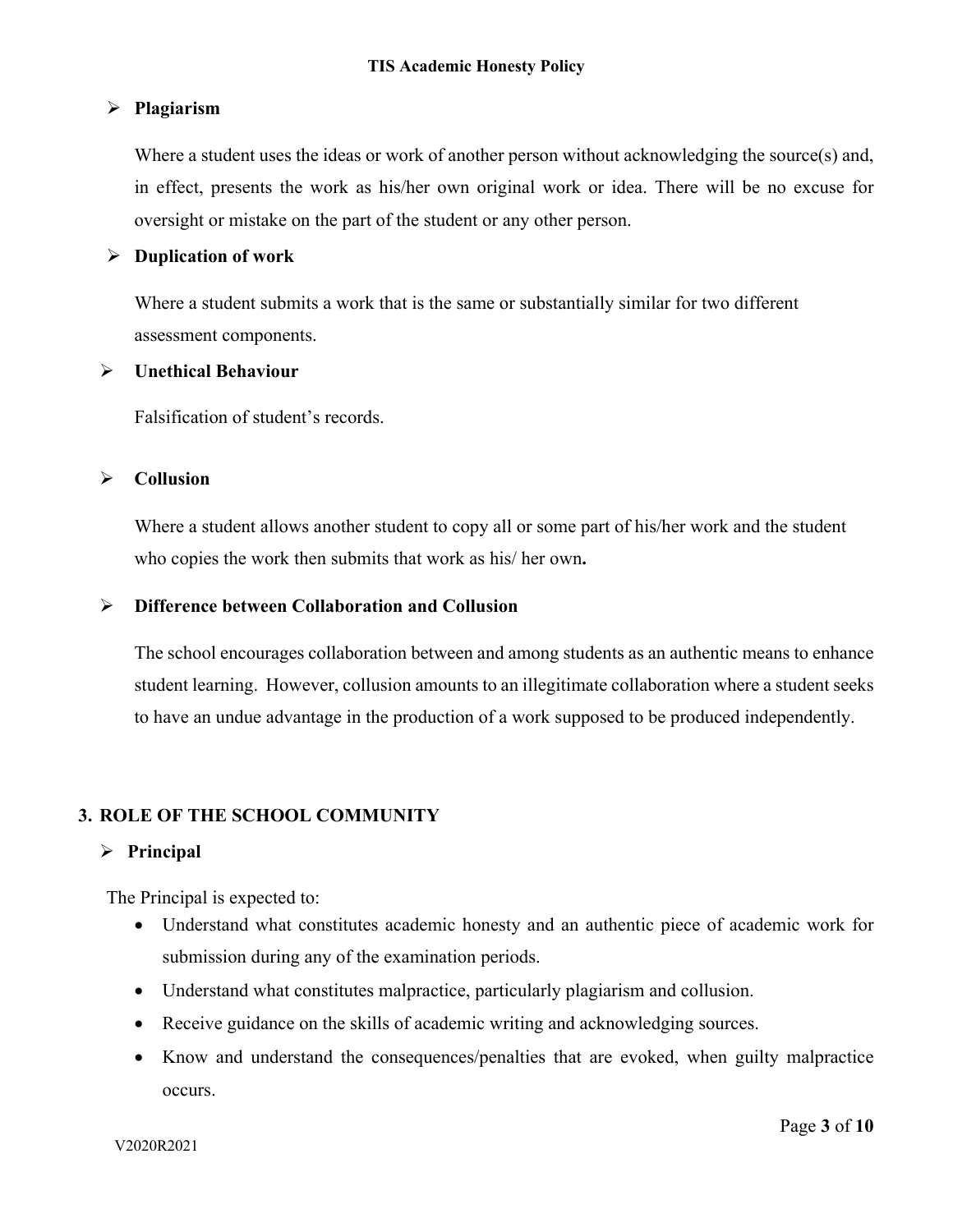- **Plagiarism**

  Where a student uses the ideas or work of another person without acknowledging the source(s) and, in effect, presents the work as his/her own original work or idea. There will be no excuse for oversight or mistake on the part of the student or any other person.

- **Duplication of work**

  Where a student submits a work that is the same or substantially similar for two different assessment components.

- **Unethical Behaviour**

  Falsification of student's records.

- **Collusion**

  Where a student allows another student to copy all or some part of his/her work and the student who copies the work then submits that work as his/ her own**.**

- **Difference between Collaboration and Collusion**

  The school encourages collaboration between and among students as an authentic means to enhance student learning. However, collusion amounts to an illegitimate collaboration where a student seeks to have an undue advantage in the production of a work supposed to be produced independently.

## 3. ROLE OF THE SCHOOL COMMUNITY

- **Principal**

The Principal is expected to:

- Understand what constitutes academic honesty and an authentic piece of academic work for submission during any of the examination periods.
- Understand what constitutes malpractice, particularly plagiarism and collusion.
- Receive guidance on the skills of academic writing and acknowledging sources.
- Know and understand the consequences/penalties that are evoked, when guilty malpractice occurs.

V2020R2021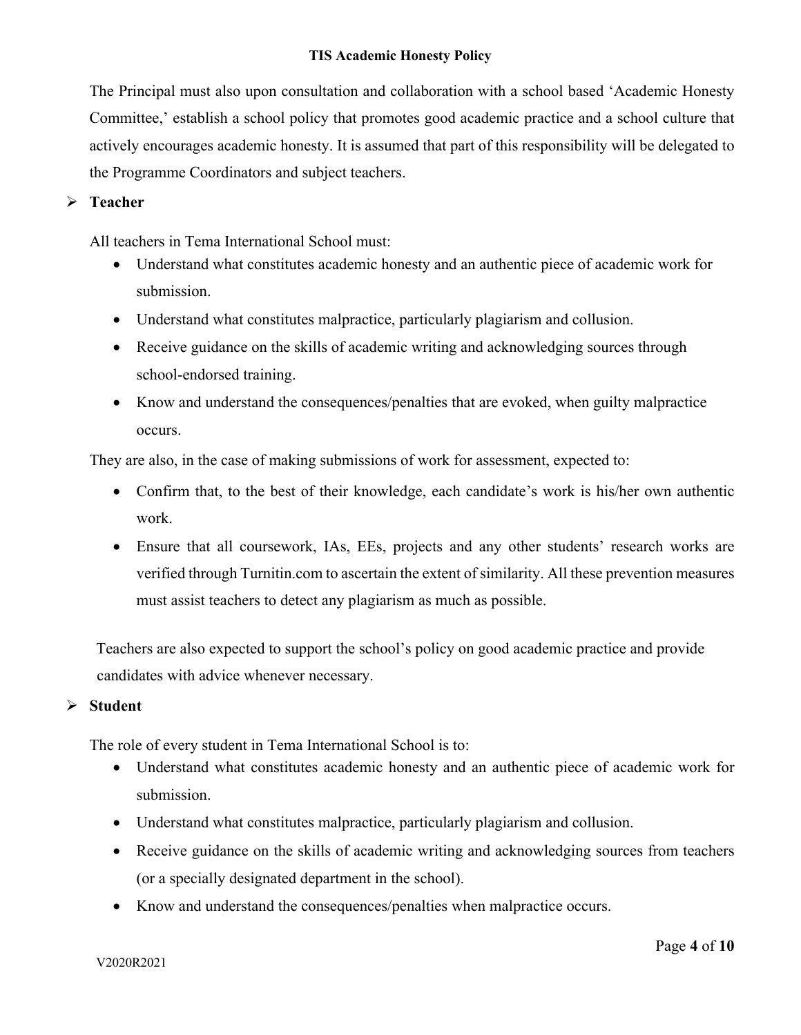The Principal must also upon consultation and collaboration with a school based 'Academic Honesty Committee,' establish a school policy that promotes good academic practice and a school culture that actively encourages academic honesty. It is assumed that part of this responsibility will be delegated to the Programme Coordinators and subject teachers.

- **Teacher**

All teachers in Tema International School must:

- Understand what constitutes academic honesty and an authentic piece of academic work for submission.
- Understand what constitutes malpractice, particularly plagiarism and collusion.
- Receive guidance on the skills of academic writing and acknowledging sources through school-endorsed training.
- Know and understand the consequences/penalties that are evoked, when guilty malpractice occurs.

They are also, in the case of making submissions of work for assessment, expected to:

- Confirm that, to the best of their knowledge, each candidate's work is his/her own authentic work.
- Ensure that all coursework, IAs, EEs, projects and any other students' research works are verified through Turnitin.com to ascertain the extent of similarity. All these prevention measures must assist teachers to detect any plagiarism as much as possible.

Teachers are also expected to support the school's policy on good academic practice and provide candidates with advice whenever necessary.

- **Student**

The role of every student in Tema International School is to:

- Understand what constitutes academic honesty and an authentic piece of academic work for submission.
- Understand what constitutes malpractice, particularly plagiarism and collusion.
- Receive guidance on the skills of academic writing and acknowledging sources from teachers (or a specially designated department in the school).
- Know and understand the consequences/penalties when malpractice occurs.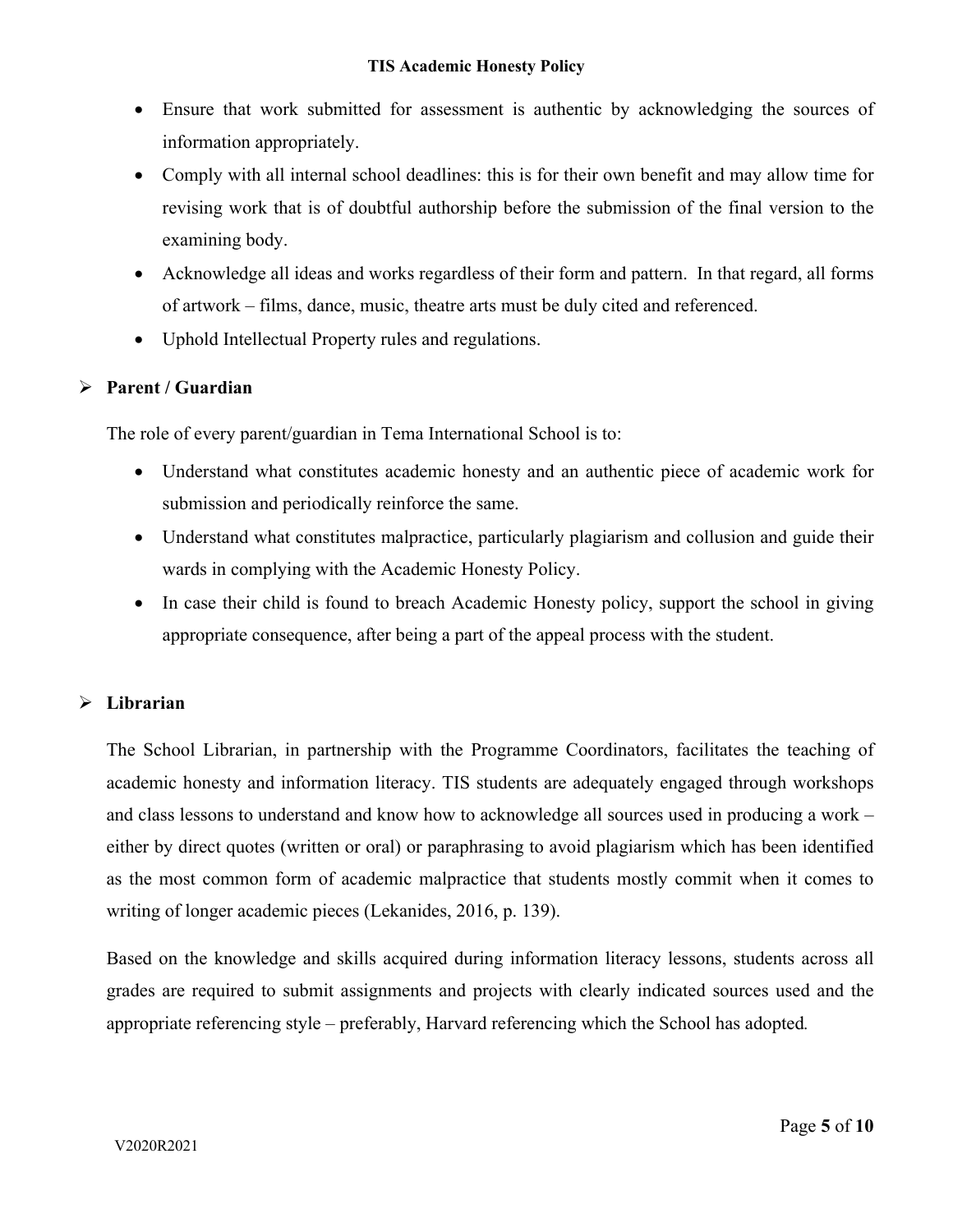- Ensure that work submitted for assessment is authentic by acknowledging the sources of information appropriately.
- Comply with all internal school deadlines: this is for their own benefit and may allow time for revising work that is of doubtful authorship before the submission of the final version to the examining body.
- Acknowledge all ideas and works regardless of their form and pattern. In that regard, all forms of artwork – films, dance, music, theatre arts must be duly cited and referenced.
- Uphold Intellectual Property rules and regulations.

## Parent / Guardian

The role of every parent/guardian in Tema International School is to:

- Understand what constitutes academic honesty and an authentic piece of academic work for submission and periodically reinforce the same.
- Understand what constitutes malpractice, particularly plagiarism and collusion and guide their wards in complying with the Academic Honesty Policy.
- In case their child is found to breach Academic Honesty policy, support the school in giving appropriate consequence, after being a part of the appeal process with the student.

## Librarian

The School Librarian, in partnership with the Programme Coordinators, facilitates the teaching of academic honesty and information literacy. TIS students are adequately engaged through workshops and class lessons to understand and know how to acknowledge all sources used in producing a work – either by direct quotes (written or oral) or paraphrasing to avoid plagiarism which has been identified as the most common form of academic malpractice that students mostly commit when it comes to writing of longer academic pieces (Lekanides, 2016, p. 139).

Based on the knowledge and skills acquired during information literacy lessons, students across all grades are required to submit assignments and projects with clearly indicated sources used and the appropriate referencing style – preferably, Harvard referencing which the School has adopted.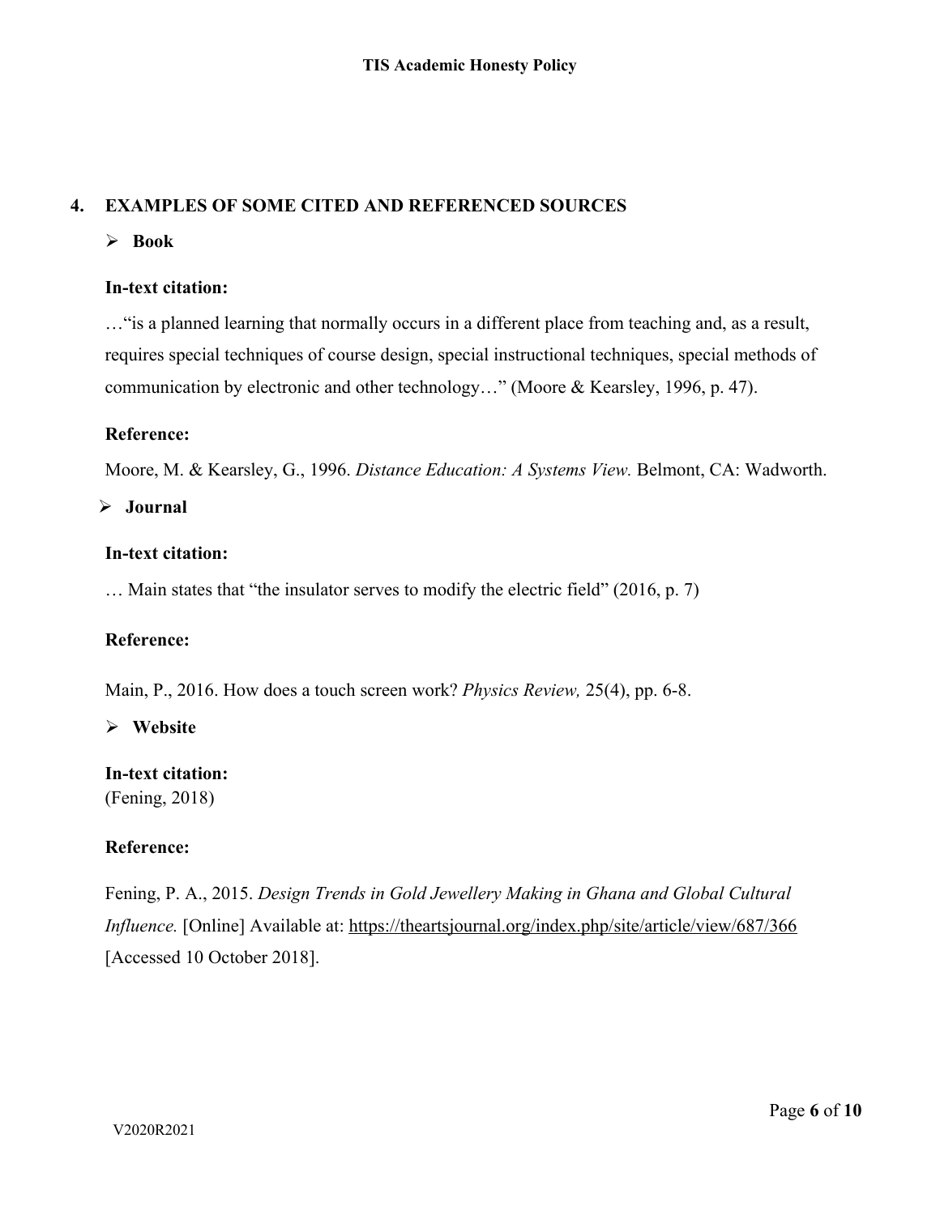## 4. EXAMPLES OF SOME CITED AND REFERENCED SOURCES

- **Book**

**In-text citation:**

…"is a planned learning that normally occurs in a different place from teaching and, as a result, requires special techniques of course design, special instructional techniques, special methods of communication by electronic and other technology…" (Moore & Kearsley, 1996, p. 47).

**Reference:**

Moore, M. & Kearsley, G., 1996. *Distance Education: A Systems View.* Belmont, CA: Wadworth.

- **Journal**

**In-text citation:**

… Main states that "the insulator serves to modify the electric field" (2016, p. 7)

**Reference:**

Main, P., 2016. How does a touch screen work? *Physics Review,* 25(4), pp. 6-8.

- **Website**

**In-text citation:**
(Fening, 2018)

**Reference:**

Fening, P. A., 2015. *Design Trends in Gold Jewellery Making in Ghana and Global Cultural Influence.* [Online] Available at: https://theartsjournal.org/index.php/site/article/view/687/366 [Accessed 10 October 2018].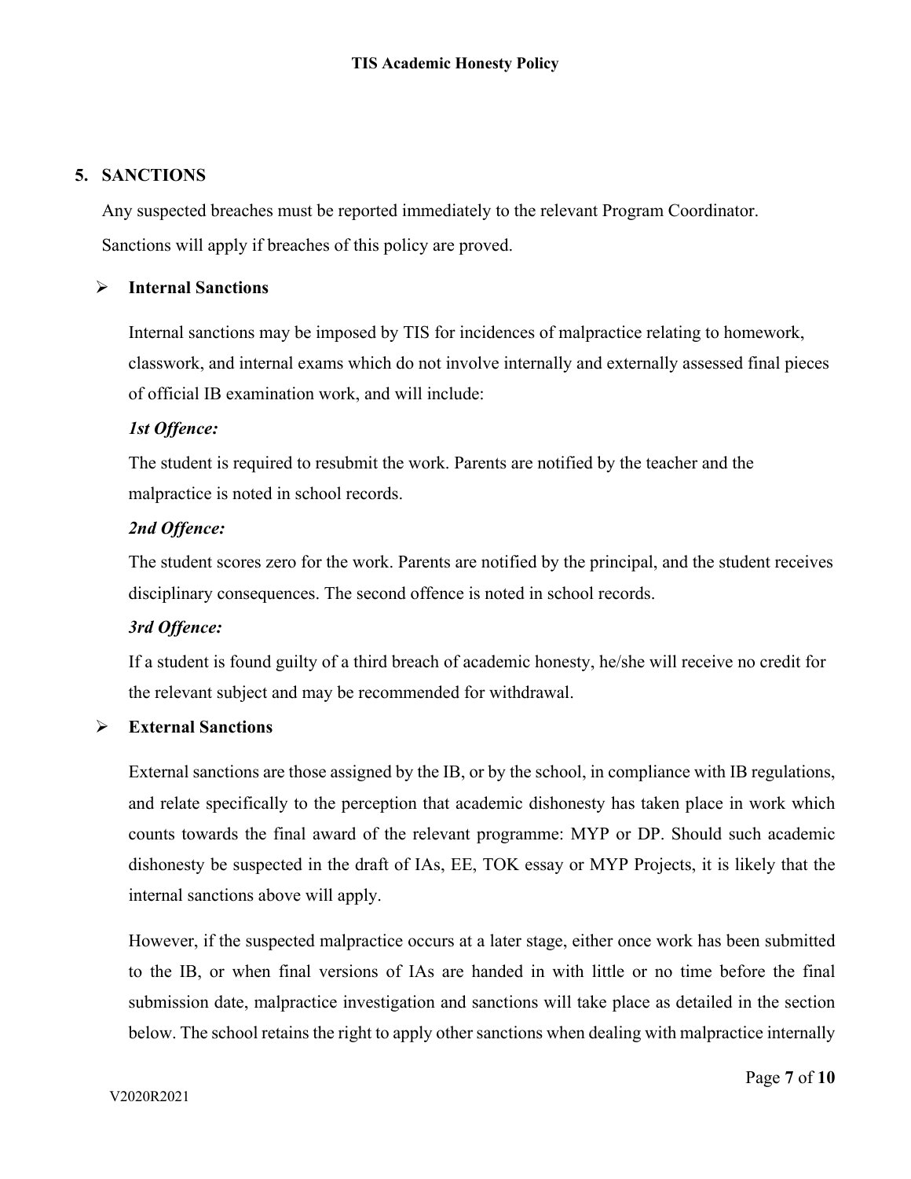## 5. SANCTIONS

Any suspected breaches must be reported immediately to the relevant Program Coordinator.

Sanctions will apply if breaches of this policy are proved.

- **Internal Sanctions**

  Internal sanctions may be imposed by TIS for incidences of malpractice relating to homework, classwork, and internal exams which do not involve internally and externally assessed final pieces of official IB examination work, and will include:

  ***1st Offence:***

  The student is required to resubmit the work. Parents are notified by the teacher and the malpractice is noted in school records.

  ***2nd Offence:***

  The student scores zero for the work. Parents are notified by the principal, and the student receives disciplinary consequences. The second offence is noted in school records.

  ***3rd Offence:***

  If a student is found guilty of a third breach of academic honesty, he/she will receive no credit for the relevant subject and may be recommended for withdrawal.

- **External Sanctions**

  External sanctions are those assigned by the IB, or by the school, in compliance with IB regulations, and relate specifically to the perception that academic dishonesty has taken place in work which counts towards the final award of the relevant programme: MYP or DP. Should such academic dishonesty be suspected in the draft of IAs, EE, TOK essay or MYP Projects, it is likely that the internal sanctions above will apply.

  However, if the suspected malpractice occurs at a later stage, either once work has been submitted to the IB, or when final versions of IAs are handed in with little or no time before the final submission date, malpractice investigation and sanctions will take place as detailed in the section below. The school retains the right to apply other sanctions when dealing with malpractice internally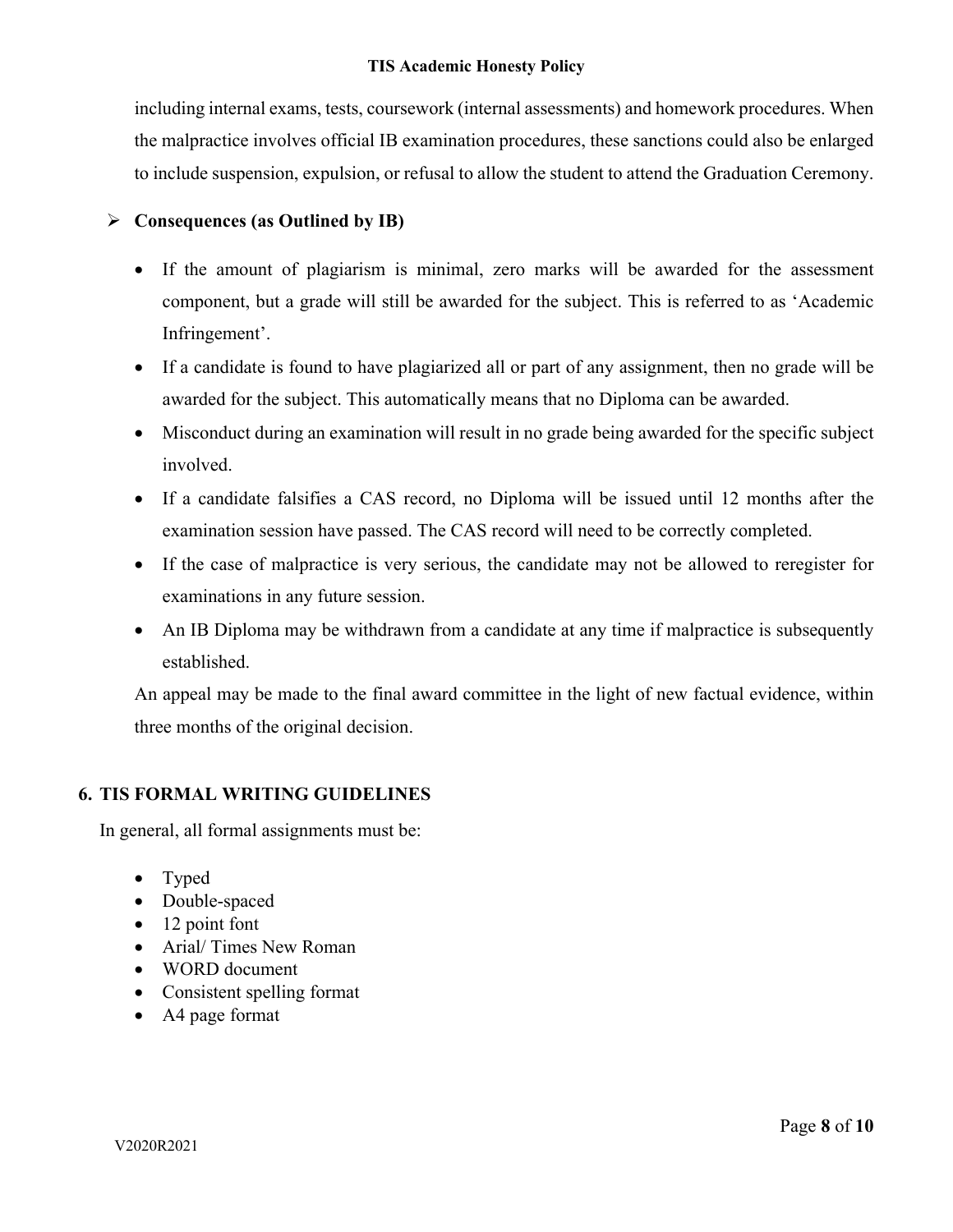including internal exams, tests, coursework (internal assessments) and homework procedures. When the malpractice involves official IB examination procedures, these sanctions could also be enlarged to include suspension, expulsion, or refusal to allow the student to attend the Graduation Ceremony.

- **Consequences (as Outlined by IB)**

  - If the amount of plagiarism is minimal, zero marks will be awarded for the assessment component, but a grade will still be awarded for the subject. This is referred to as 'Academic Infringement'.
  - If a candidate is found to have plagiarized all or part of any assignment, then no grade will be awarded for the subject. This automatically means that no Diploma can be awarded.
  - Misconduct during an examination will result in no grade being awarded for the specific subject involved.
  - If a candidate falsifies a CAS record, no Diploma will be issued until 12 months after the examination session have passed. The CAS record will need to be correctly completed.
  - If the case of malpractice is very serious, the candidate may not be allowed to reregister for examinations in any future session.
  - An IB Diploma may be withdrawn from a candidate at any time if malpractice is subsequently established.

  An appeal may be made to the final award committee in the light of new factual evidence, within three months of the original decision.

## 6. TIS FORMAL WRITING GUIDELINES

In general, all formal assignments must be:

- Typed
- Double-spaced
- 12 point font
- Arial/ Times New Roman
- WORD document
- Consistent spelling format
- A4 page format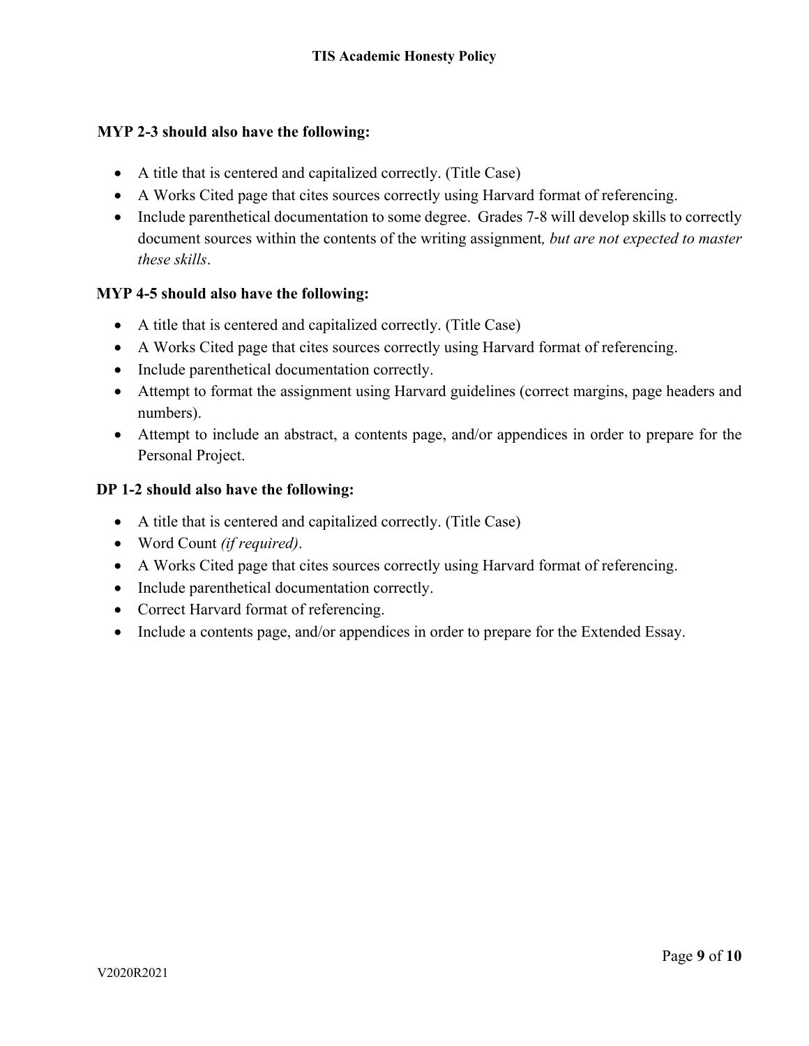**MYP 2-3 should also have the following:**

- A title that is centered and capitalized correctly. (Title Case)
- A Works Cited page that cites sources correctly using Harvard format of referencing.
- Include parenthetical documentation to some degree. Grades 7-8 will develop skills to correctly document sources within the contents of the writing assignment*, but are not expected to master these skills*.

**MYP 4-5 should also have the following:**

- A title that is centered and capitalized correctly. (Title Case)
- A Works Cited page that cites sources correctly using Harvard format of referencing.
- Include parenthetical documentation correctly.
- Attempt to format the assignment using Harvard guidelines (correct margins, page headers and numbers).
- Attempt to include an abstract, a contents page, and/or appendices in order to prepare for the Personal Project.

**DP 1-2 should also have the following:**

- A title that is centered and capitalized correctly. (Title Case)
- Word Count *(if required)*.
- A Works Cited page that cites sources correctly using Harvard format of referencing.
- Include parenthetical documentation correctly.
- Correct Harvard format of referencing.
- Include a contents page, and/or appendices in order to prepare for the Extended Essay.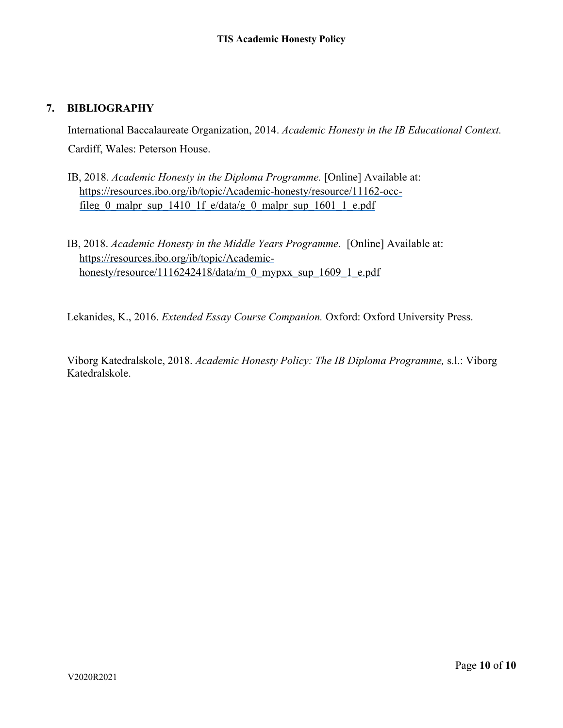## 7. BIBLIOGRAPHY

International Baccalaureate Organization, 2014. *Academic Honesty in the IB Educational Context.* Cardiff, Wales: Peterson House.

IB, 2018. *Academic Honesty in the Diploma Programme.* [Online] Available at: https://resources.ibo.org/ib/topic/Academic-honesty/resource/11162-occ-fileg_0_malpr_sup_1410_1f_e/data/g_0_malpr_sup_1601_1_e.pdf

IB, 2018. *Academic Honesty in the Middle Years Programme.* [Online] Available at: https://resources.ibo.org/ib/topic/Academic-honesty/resource/1116242418/data/m_0_mypxx_sup_1609_1_e.pdf

Lekanides, K., 2016. *Extended Essay Course Companion.* Oxford: Oxford University Press.

Viborg Katedralskole, 2018. *Academic Honesty Policy: The IB Diploma Programme,* s.l.: Viborg Katedralskole.